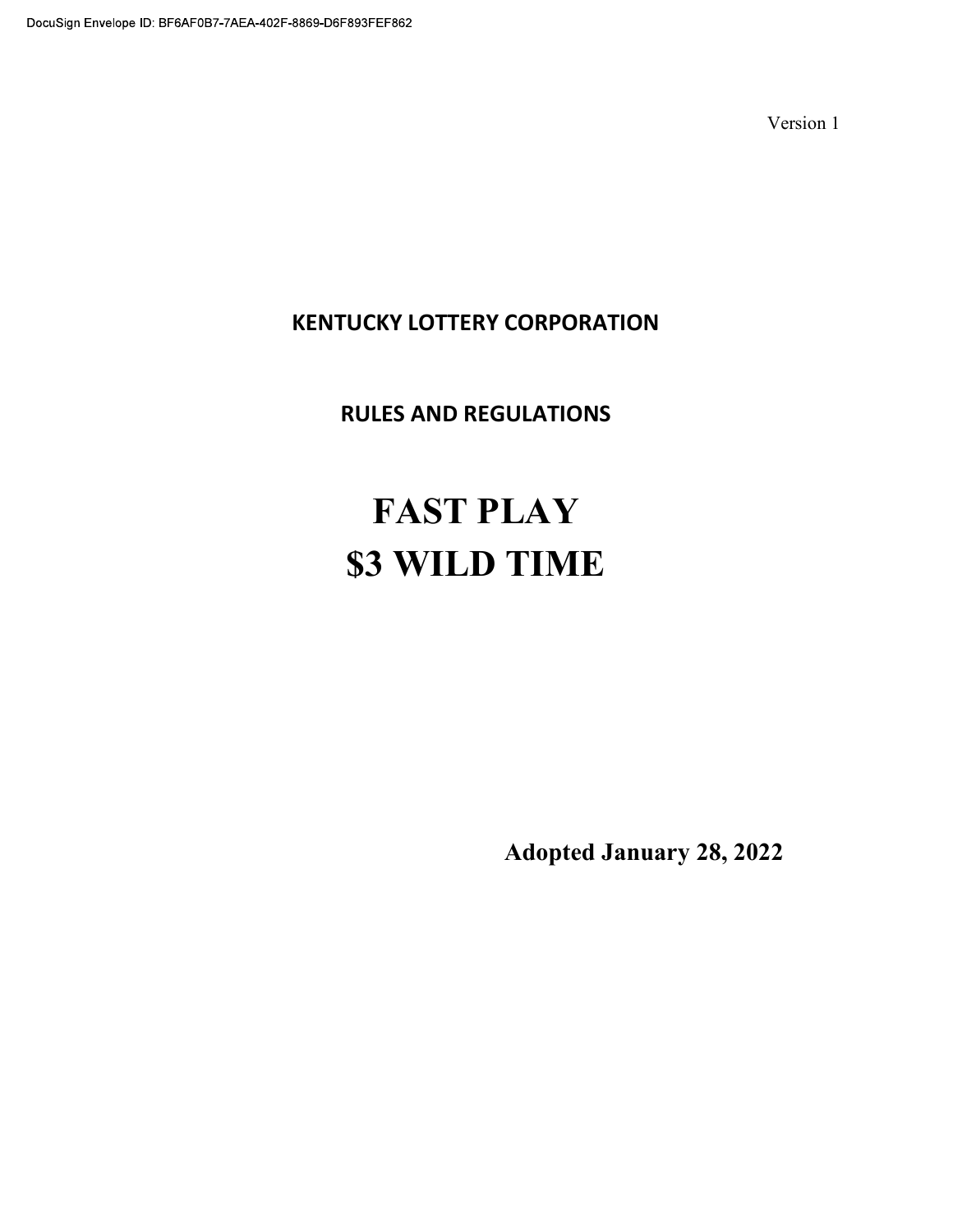DocuSign Envelope ID: BF6AF0B7-7AEA-402F-8869-D6F893FEF862

Version 1

**KENTUCKY LOTTERY CORPORATION**

**RULES AND REGULATIONS**

# FAST PLAY
# $3 WILD TIME

**Adopted January 28, 2022**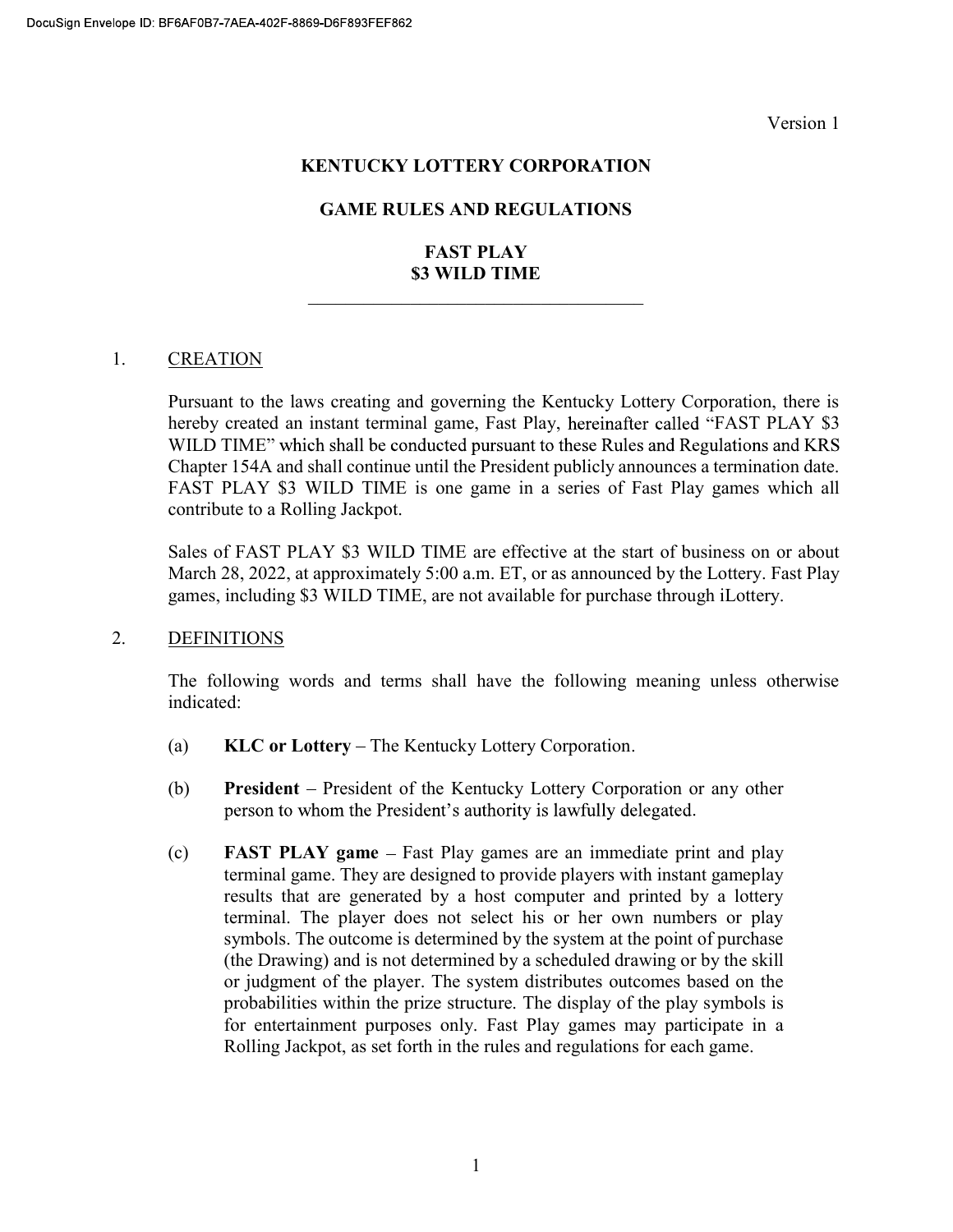Version 1

**KENTUCKY LOTTERY CORPORATION**

**GAME RULES AND REGULATIONS**

**FAST PLAY**
**$3 WILD TIME**

---

1. CREATION

   Pursuant to the laws creating and governing the Kentucky Lottery Corporation, there is hereby created an instant terminal game, Fast Play, hereinafter called "FAST PLAY $3 WILD TIME" which shall be conducted pursuant to these Rules and Regulations and KRS Chapter 154A and shall continue until the President publicly announces a termination date. FAST PLAY $3 WILD TIME is one game in a series of Fast Play games which all contribute to a Rolling Jackpot.

   Sales of FAST PLAY $3 WILD TIME are effective at the start of business on or about March 28, 2022, at approximately 5:00 a.m. ET, or as announced by the Lottery. Fast Play games, including $3 WILD TIME, are not available for purchase through iLottery.

2. DEFINITIONS

   The following words and terms shall have the following meaning unless otherwise indicated:

   (a) **KLC or Lottery** – The Kentucky Lottery Corporation.

   (b) **President** – President of the Kentucky Lottery Corporation or any other person to whom the President's authority is lawfully delegated.

   (c) **FAST PLAY game** – Fast Play games are an immediate print and play terminal game. They are designed to provide players with instant gameplay results that are generated by a host computer and printed by a lottery terminal. The player does not select his or her own numbers or play symbols. The outcome is determined by the system at the point of purchase (the Drawing) and is not determined by a scheduled drawing or by the skill or judgment of the player. The system distributes outcomes based on the probabilities within the prize structure. The display of the play symbols is for entertainment purposes only. Fast Play games may participate in a Rolling Jackpot, as set forth in the rules and regulations for each game.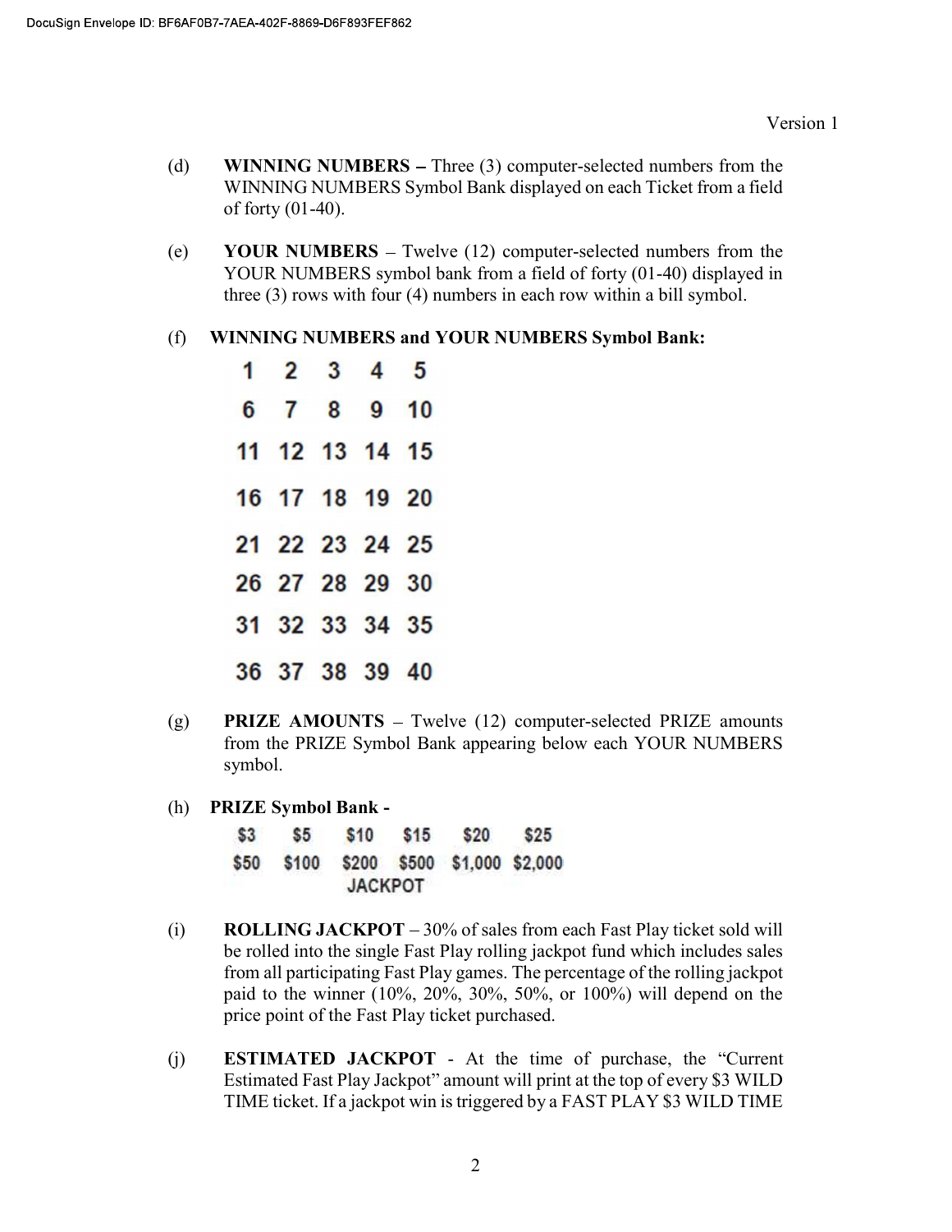Version 1

(d) **WINNING NUMBERS –** Three (3) computer-selected numbers from the WINNING NUMBERS Symbol Bank displayed on each Ticket from a field of forty (01-40).

(e) **YOUR NUMBERS** – Twelve (12) computer-selected numbers from the YOUR NUMBERS symbol bank from a field of forty (01-40) displayed in three (3) rows with four (4) numbers in each row within a bill symbol.

(f) **WINNING NUMBERS and YOUR NUMBERS Symbol Bank:**

| | | | | |
|---|---|---|---|---|
| 1 | 2 | 3 | 4 | 5 |
| 6 | 7 | 8 | 9 | 10 |
| 11 | 12 | 13 | 14 | 15 |
| 16 | 17 | 18 | 19 | 20 |
| 21 | 22 | 23 | 24 | 25 |
| 26 | 27 | 28 | 29 | 30 |
| 31 | 32 | 33 | 34 | 35 |
| 36 | 37 | 38 | 39 | 40 |

(g) **PRIZE AMOUNTS** – Twelve (12) computer-selected PRIZE amounts from the PRIZE Symbol Bank appearing below each YOUR NUMBERS symbol.

(h) **PRIZE Symbol Bank -**

| | | | | | |
|---|---|---|---|---|---|
| $3 | $5 | $10 | $15 | $20 | $25 |
| $50 | $100 | $200 | $500 | $1,000 | $2,000 |
| | | JACKPOT | | | |

(i) **ROLLING JACKPOT** – 30% of sales from each Fast Play ticket sold will be rolled into the single Fast Play rolling jackpot fund which includes sales from all participating Fast Play games. The percentage of the rolling jackpot paid to the winner (10%, 20%, 30%, 50%, or 100%) will depend on the price point of the Fast Play ticket purchased.

(j) **ESTIMATED JACKPOT** - At the time of purchase, the "Current Estimated Fast Play Jackpot" amount will print at the top of every $3 WILD TIME ticket. If a jackpot win is triggered by a FAST PLAY $3 WILD TIME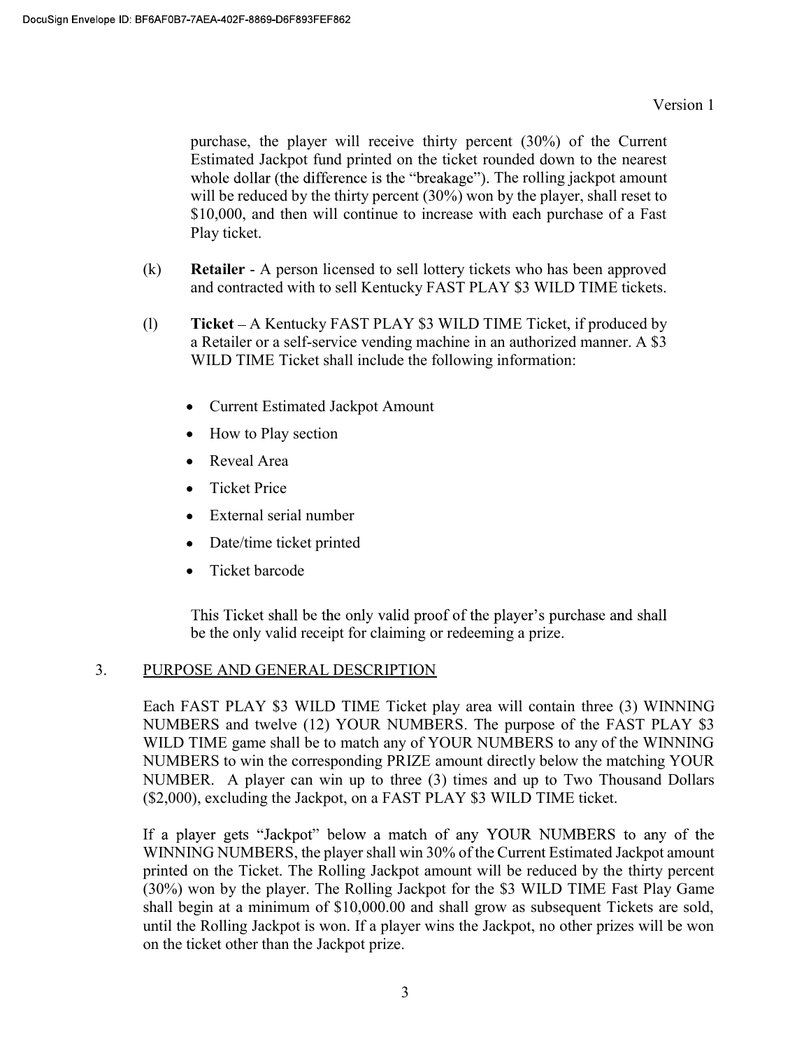purchase, the player will receive thirty percent (30%) of the Current Estimated Jackpot fund printed on the ticket rounded down to the nearest whole dollar (the difference is the "breakage"). The rolling jackpot amount will be reduced by the thirty percent (30%) won by the player, shall reset to $10,000, and then will continue to increase with each purchase of a Fast Play ticket.

(k) **Retailer** - A person licensed to sell lottery tickets who has been approved and contracted with to sell Kentucky FAST PLAY $3 WILD TIME tickets.

(l) **Ticket** – A Kentucky FAST PLAY $3 WILD TIME Ticket, if produced by a Retailer or a self-service vending machine in an authorized manner. A $3 WILD TIME Ticket shall include the following information:

- Current Estimated Jackpot Amount
- How to Play section
- Reveal Area
- Ticket Price
- External serial number
- Date/time ticket printed
- Ticket barcode

This Ticket shall be the only valid proof of the player's purchase and shall be the only valid receipt for claiming or redeeming a prize.

3. PURPOSE AND GENERAL DESCRIPTION

Each FAST PLAY $3 WILD TIME Ticket play area will contain three (3) WINNING NUMBERS and twelve (12) YOUR NUMBERS. The purpose of the FAST PLAY $3 WILD TIME game shall be to match any of YOUR NUMBERS to any of the WINNING NUMBERS to win the corresponding PRIZE amount directly below the matching YOUR NUMBER. A player can win up to three (3) times and up to Two Thousand Dollars ($2,000), excluding the Jackpot, on a FAST PLAY $3 WILD TIME ticket.

If a player gets "Jackpot" below a match of any YOUR NUMBERS to any of the WINNING NUMBERS, the player shall win 30% of the Current Estimated Jackpot amount printed on the Ticket. The Rolling Jackpot amount will be reduced by the thirty percent (30%) won by the player. The Rolling Jackpot for the $3 WILD TIME Fast Play Game shall begin at a minimum of $10,000.00 and shall grow as subsequent Tickets are sold, until the Rolling Jackpot is won. If a player wins the Jackpot, no other prizes will be won on the ticket other than the Jackpot prize.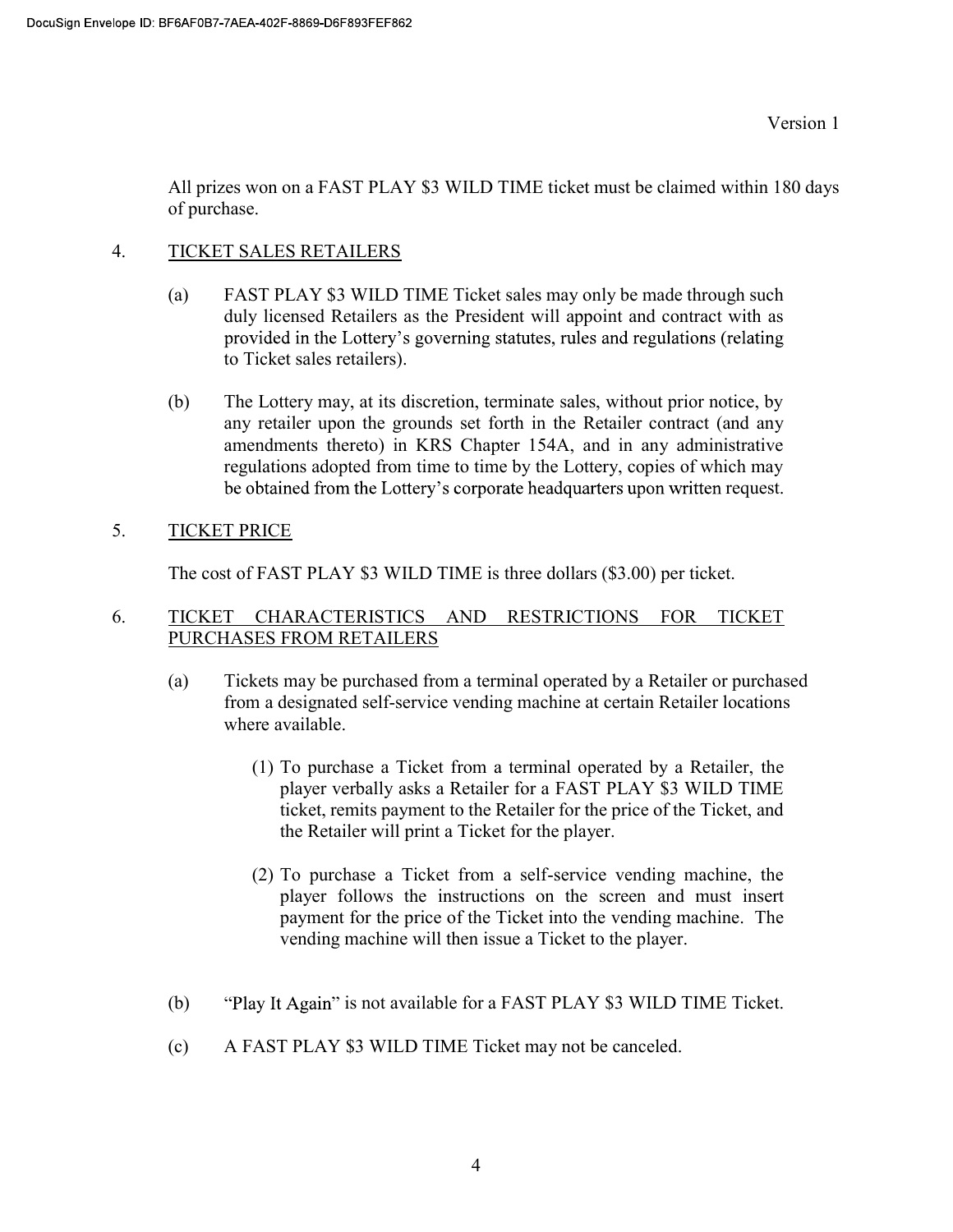All prizes won on a FAST PLAY $3 WILD TIME ticket must be claimed within 180 days of purchase.

4. TICKET SALES RETAILERS

   (a) FAST PLAY $3 WILD TIME Ticket sales may only be made through such duly licensed Retailers as the President will appoint and contract with as provided in the Lottery's governing statutes, rules and regulations (relating to Ticket sales retailers).

   (b) The Lottery may, at its discretion, terminate sales, without prior notice, by any retailer upon the grounds set forth in the Retailer contract (and any amendments thereto) in KRS Chapter 154A, and in any administrative regulations adopted from time to time by the Lottery, copies of which may be obtained from the Lottery's corporate headquarters upon written request.

5. TICKET PRICE

   The cost of FAST PLAY $3 WILD TIME is three dollars ($3.00) per ticket.

6. TICKET CHARACTERISTICS AND RESTRICTIONS FOR TICKET PURCHASES FROM RETAILERS

   (a) Tickets may be purchased from a terminal operated by a Retailer or purchased from a designated self-service vending machine at certain Retailer locations where available.

      (1) To purchase a Ticket from a terminal operated by a Retailer, the player verbally asks a Retailer for a FAST PLAY $3 WILD TIME ticket, remits payment to the Retailer for the price of the Ticket, and the Retailer will print a Ticket for the player.

      (2) To purchase a Ticket from a self-service vending machine, the player follows the instructions on the screen and must insert payment for the price of the Ticket into the vending machine. The vending machine will then issue a Ticket to the player.

   (b) "Play It Again" is not available for a FAST PLAY $3 WILD TIME Ticket.

   (c) A FAST PLAY $3 WILD TIME Ticket may not be canceled.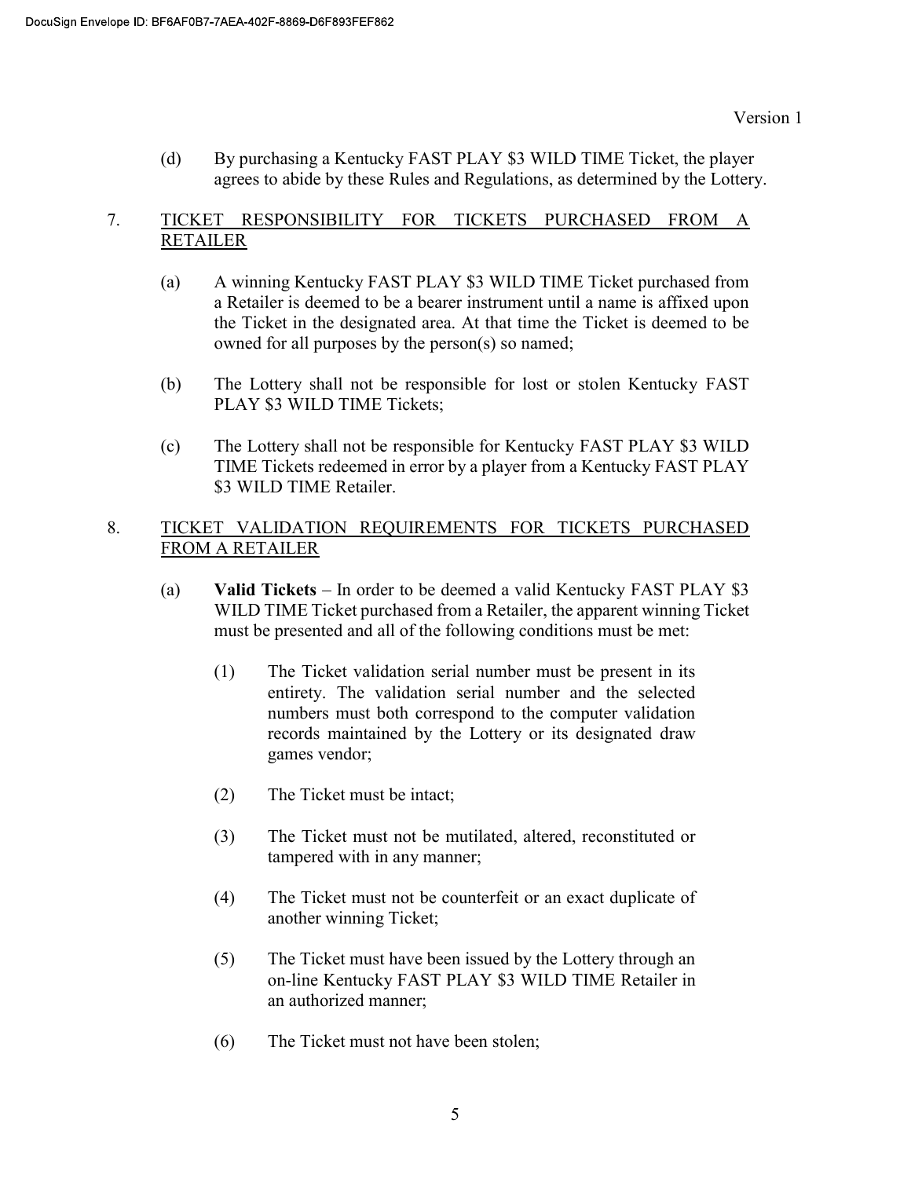(d) By purchasing a Kentucky FAST PLAY $3 WILD TIME Ticket, the player agrees to abide by these Rules and Regulations, as determined by the Lottery.

## 7. TICKET RESPONSIBILITY FOR TICKETS PURCHASED FROM A RETAILER

(a) A winning Kentucky FAST PLAY $3 WILD TIME Ticket purchased from a Retailer is deemed to be a bearer instrument until a name is affixed upon the Ticket in the designated area. At that time the Ticket is deemed to be owned for all purposes by the person(s) so named;

(b) The Lottery shall not be responsible for lost or stolen Kentucky FAST PLAY $3 WILD TIME Tickets;

(c) The Lottery shall not be responsible for Kentucky FAST PLAY $3 WILD TIME Tickets redeemed in error by a player from a Kentucky FAST PLAY $3 WILD TIME Retailer.

## 8. TICKET VALIDATION REQUIREMENTS FOR TICKETS PURCHASED FROM A RETAILER

(a) **Valid Tickets** – In order to be deemed a valid Kentucky FAST PLAY $3 WILD TIME Ticket purchased from a Retailer, the apparent winning Ticket must be presented and all of the following conditions must be met:

(1) The Ticket validation serial number must be present in its entirety. The validation serial number and the selected numbers must both correspond to the computer validation records maintained by the Lottery or its designated draw games vendor;

(2) The Ticket must be intact;

(3) The Ticket must not be mutilated, altered, reconstituted or tampered with in any manner;

(4) The Ticket must not be counterfeit or an exact duplicate of another winning Ticket;

(5) The Ticket must have been issued by the Lottery through an on-line Kentucky FAST PLAY $3 WILD TIME Retailer in an authorized manner;

(6) The Ticket must not have been stolen;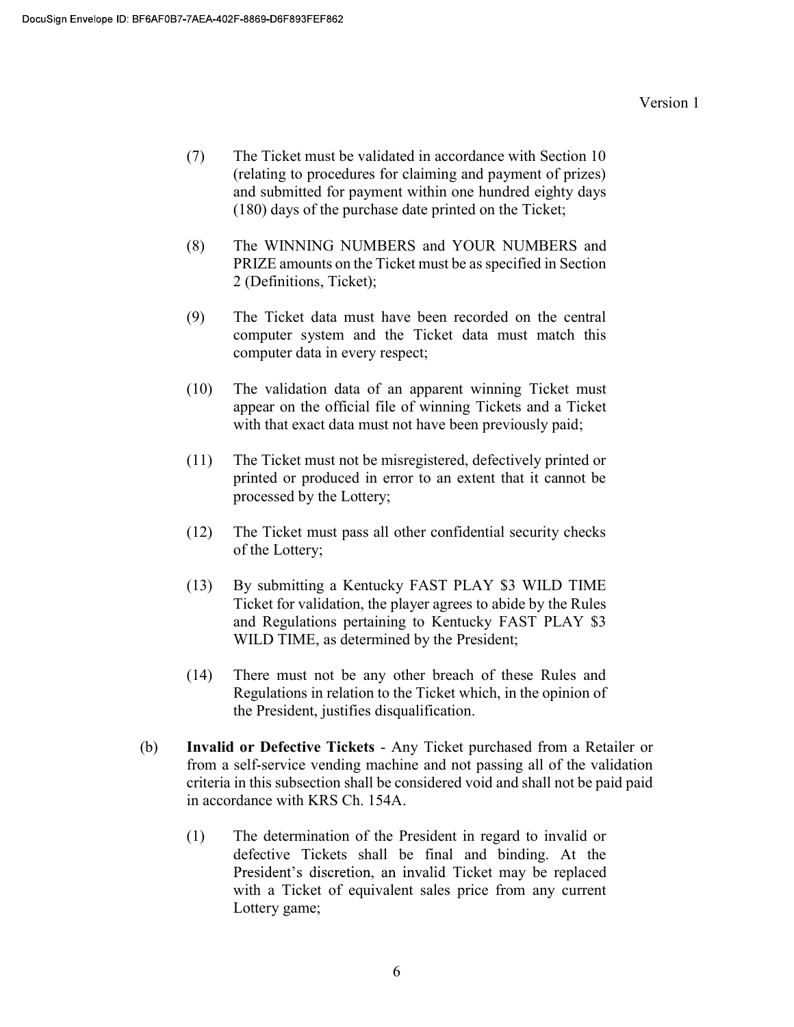(7) The Ticket must be validated in accordance with Section 10 (relating to procedures for claiming and payment of prizes) and submitted for payment within one hundred eighty days (180) days of the purchase date printed on the Ticket;

(8) The WINNING NUMBERS and YOUR NUMBERS and PRIZE amounts on the Ticket must be as specified in Section 2 (Definitions, Ticket);

(9) The Ticket data must have been recorded on the central computer system and the Ticket data must match this computer data in every respect;

(10) The validation data of an apparent winning Ticket must appear on the official file of winning Tickets and a Ticket with that exact data must not have been previously paid;

(11) The Ticket must not be misregistered, defectively printed or printed or produced in error to an extent that it cannot be processed by the Lottery;

(12) The Ticket must pass all other confidential security checks of the Lottery;

(13) By submitting a Kentucky FAST PLAY $3 WILD TIME Ticket for validation, the player agrees to abide by the Rules and Regulations pertaining to Kentucky FAST PLAY $3 WILD TIME, as determined by the President;

(14) There must not be any other breach of these Rules and Regulations in relation to the Ticket which, in the opinion of the President, justifies disqualification.

(b) **Invalid or Defective Tickets** - Any Ticket purchased from a Retailer or from a self-service vending machine and not passing all of the validation criteria in this subsection shall be considered void and shall not be paid paid in accordance with KRS Ch. 154A.

(1) The determination of the President in regard to invalid or defective Tickets shall be final and binding. At the President's discretion, an invalid Ticket may be replaced with a Ticket of equivalent sales price from any current Lottery game;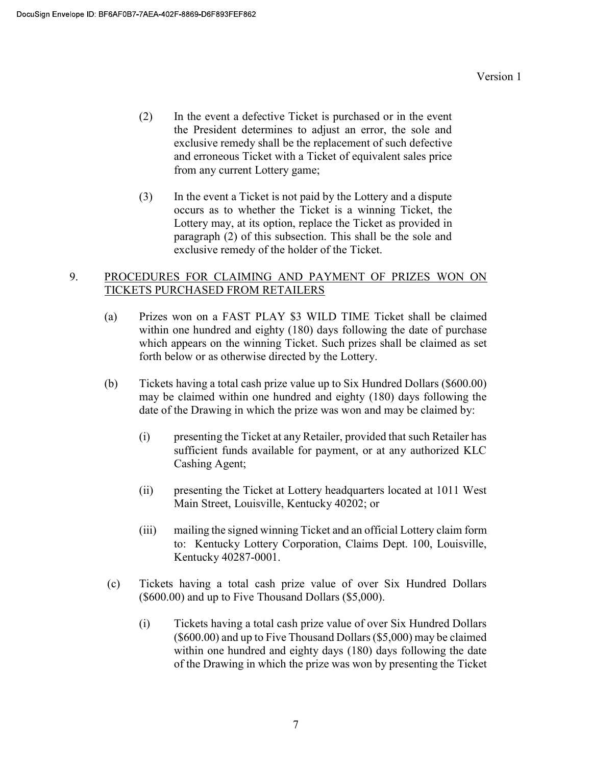(2) In the event a defective Ticket is purchased or in the event the President determines to adjust an error, the sole and exclusive remedy shall be the replacement of such defective and erroneous Ticket with a Ticket of equivalent sales price from any current Lottery game;

(3) In the event a Ticket is not paid by the Lottery and a dispute occurs as to whether the Ticket is a winning Ticket, the Lottery may, at its option, replace the Ticket as provided in paragraph (2) of this subsection. This shall be the sole and exclusive remedy of the holder of the Ticket.

9. <u>PROCEDURES FOR CLAIMING AND PAYMENT OF PRIZES WON ON TICKETS PURCHASED FROM RETAILERS</u>

(a) Prizes won on a FAST PLAY $3 WILD TIME Ticket shall be claimed within one hundred and eighty (180) days following the date of purchase which appears on the winning Ticket. Such prizes shall be claimed as set forth below or as otherwise directed by the Lottery.

(b) Tickets having a total cash prize value up to Six Hundred Dollars ($600.00) may be claimed within one hundred and eighty (180) days following the date of the Drawing in which the prize was won and may be claimed by:

(i) presenting the Ticket at any Retailer, provided that such Retailer has sufficient funds available for payment, or at any authorized KLC Cashing Agent;

(ii) presenting the Ticket at Lottery headquarters located at 1011 West Main Street, Louisville, Kentucky 40202; or

(iii) mailing the signed winning Ticket and an official Lottery claim form to: Kentucky Lottery Corporation, Claims Dept. 100, Louisville, Kentucky 40287-0001.

(c) Tickets having a total cash prize value of over Six Hundred Dollars ($600.00) and up to Five Thousand Dollars ($5,000).

(i) Tickets having a total cash prize value of over Six Hundred Dollars ($600.00) and up to Five Thousand Dollars ($5,000) may be claimed within one hundred and eighty days (180) days following the date of the Drawing in which the prize was won by presenting the Ticket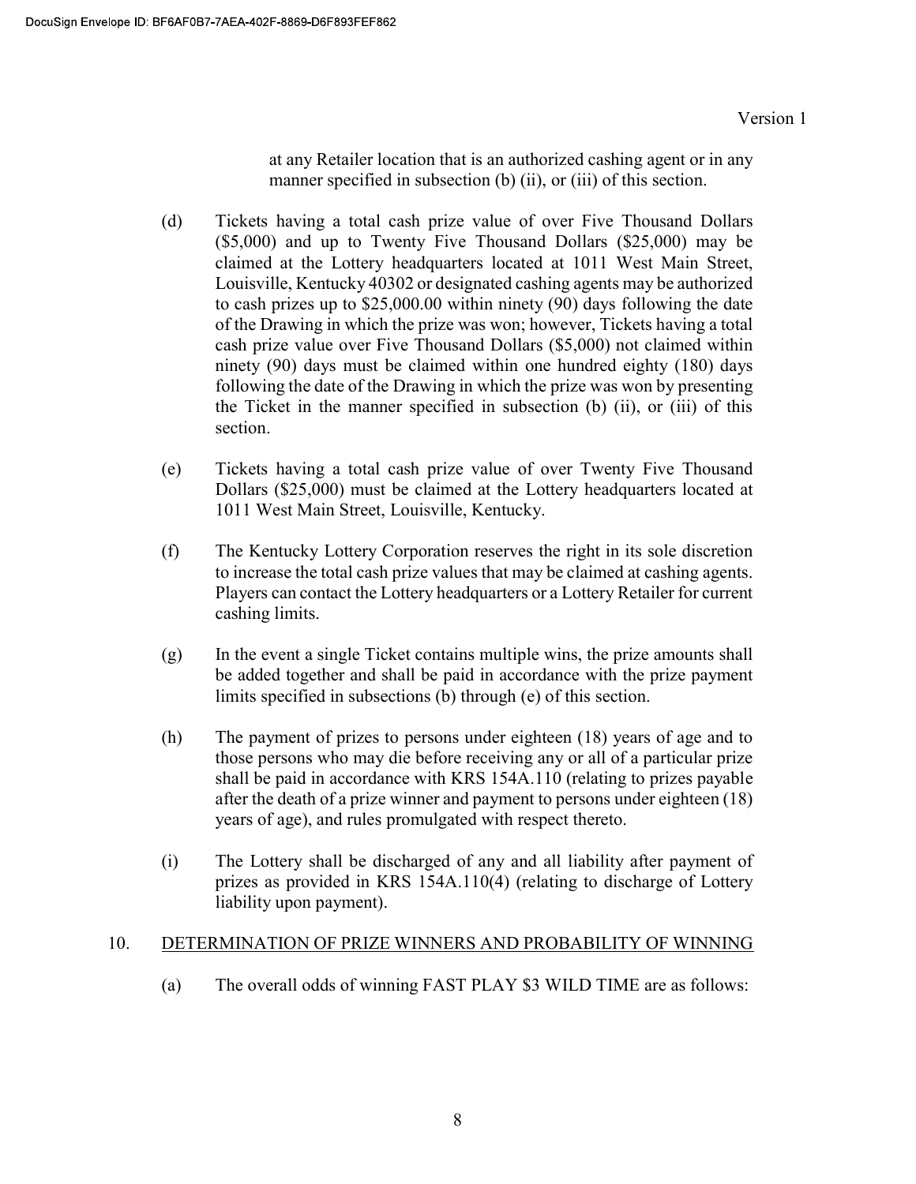at any Retailer location that is an authorized cashing agent or in any manner specified in subsection (b) (ii), or (iii) of this section.

(d) Tickets having a total cash prize value of over Five Thousand Dollars ($5,000) and up to Twenty Five Thousand Dollars ($25,000) may be claimed at the Lottery headquarters located at 1011 West Main Street, Louisville, Kentucky 40302 or designated cashing agents may be authorized to cash prizes up to $25,000.00 within ninety (90) days following the date of the Drawing in which the prize was won; however, Tickets having a total cash prize value over Five Thousand Dollars ($5,000) not claimed within ninety (90) days must be claimed within one hundred eighty (180) days following the date of the Drawing in which the prize was won by presenting the Ticket in the manner specified in subsection (b) (ii), or (iii) of this section.

(e) Tickets having a total cash prize value of over Twenty Five Thousand Dollars ($25,000) must be claimed at the Lottery headquarters located at 1011 West Main Street, Louisville, Kentucky.

(f) The Kentucky Lottery Corporation reserves the right in its sole discretion to increase the total cash prize values that may be claimed at cashing agents. Players can contact the Lottery headquarters or a Lottery Retailer for current cashing limits.

(g) In the event a single Ticket contains multiple wins, the prize amounts shall be added together and shall be paid in accordance with the prize payment limits specified in subsections (b) through (e) of this section.

(h) The payment of prizes to persons under eighteen (18) years of age and to those persons who may die before receiving any or all of a particular prize shall be paid in accordance with KRS 154A.110 (relating to prizes payable after the death of a prize winner and payment to persons under eighteen (18) years of age), and rules promulgated with respect thereto.

(i) The Lottery shall be discharged of any and all liability after payment of prizes as provided in KRS 154A.110(4) (relating to discharge of Lottery liability upon payment).

10. DETERMINATION OF PRIZE WINNERS AND PROBABILITY OF WINNING

(a) The overall odds of winning FAST PLAY $3 WILD TIME are as follows: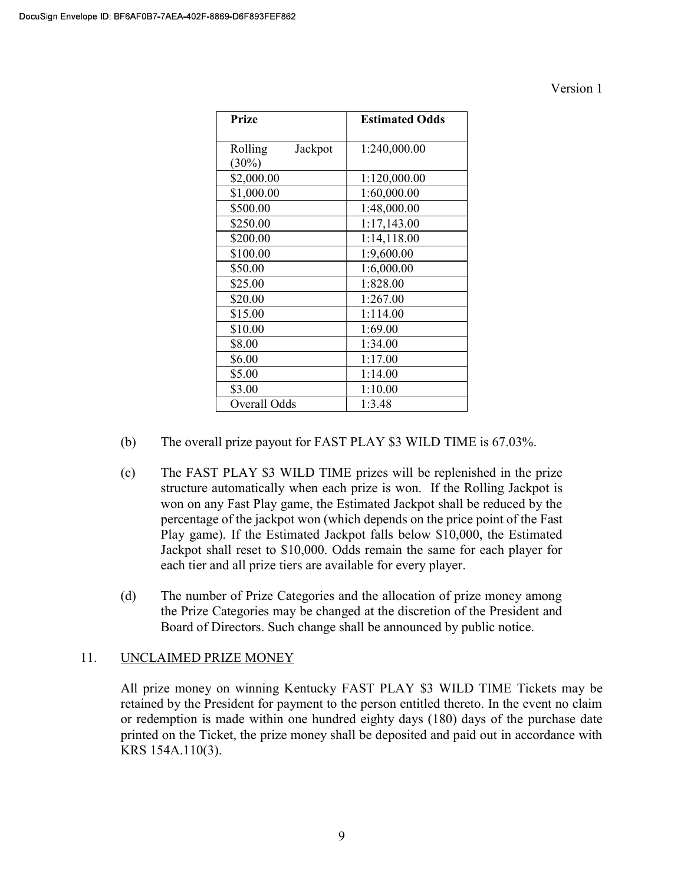Version 1

| Prize | Estimated Odds |
|---|---|
| Rolling Jackpot (30%) | 1:240,000.00 |
| $2,000.00 | 1:120,000.00 |
| $1,000.00 | 1:60,000.00 |
| $500.00 | 1:48,000.00 |
| $250.00 | 1:17,143.00 |
| $200.00 | 1:14,118.00 |
| $100.00 | 1:9,600.00 |
| $50.00 | 1:6,000.00 |
| $25.00 | 1:828.00 |
| $20.00 | 1:267.00 |
| $15.00 | 1:114.00 |
| $10.00 | 1:69.00 |
| $8.00 | 1:34.00 |
| $6.00 | 1:17.00 |
| $5.00 | 1:14.00 |
| $3.00 | 1:10.00 |
| Overall Odds | 1:3.48 |

(b) The overall prize payout for FAST PLAY $3 WILD TIME is 67.03%.

(c) The FAST PLAY $3 WILD TIME prizes will be replenished in the prize structure automatically when each prize is won. If the Rolling Jackpot is won on any Fast Play game, the Estimated Jackpot shall be reduced by the percentage of the jackpot won (which depends on the price point of the Fast Play game). If the Estimated Jackpot falls below $10,000, the Estimated Jackpot shall reset to $10,000. Odds remain the same for each player for each tier and all prize tiers are available for every player.

(d) The number of Prize Categories and the allocation of prize money among the Prize Categories may be changed at the discretion of the President and Board of Directors. Such change shall be announced by public notice.

11. UNCLAIMED PRIZE MONEY

All prize money on winning Kentucky FAST PLAY $3 WILD TIME Tickets may be retained by the President for payment to the person entitled thereto. In the event no claim or redemption is made within one hundred eighty days (180) days of the purchase date printed on the Ticket, the prize money shall be deposited and paid out in accordance with KRS 154A.110(3).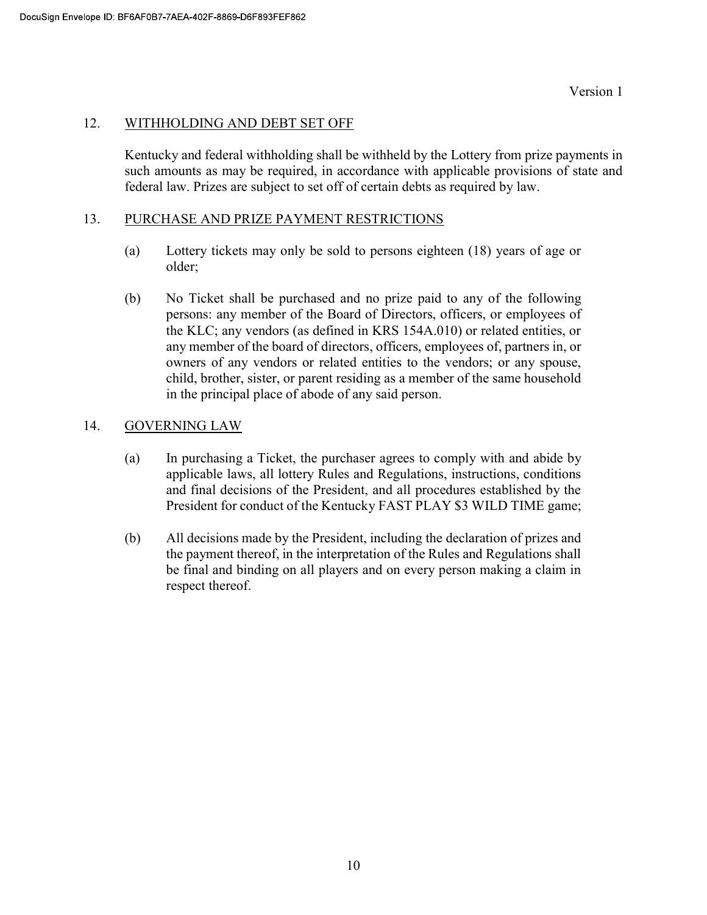## 12. WITHHOLDING AND DEBT SET OFF

Kentucky and federal withholding shall be withheld by the Lottery from prize payments in such amounts as may be required, in accordance with applicable provisions of state and federal law. Prizes are subject to set off of certain debts as required by law.

## 13. PURCHASE AND PRIZE PAYMENT RESTRICTIONS

(a) Lottery tickets may only be sold to persons eighteen (18) years of age or older;

(b) No Ticket shall be purchased and no prize paid to any of the following persons: any member of the Board of Directors, officers, or employees of the KLC; any vendors (as defined in KRS 154A.010) or related entities, or any member of the board of directors, officers, employees of, partners in, or owners of any vendors or related entities to the vendors; or any spouse, child, brother, sister, or parent residing as a member of the same household in the principal place of abode of any said person.

## 14. GOVERNING LAW

(a) In purchasing a Ticket, the purchaser agrees to comply with and abide by applicable laws, all lottery Rules and Regulations, instructions, conditions and final decisions of the President, and all procedures established by the President for conduct of the Kentucky FAST PLAY $3 WILD TIME game;

(b) All decisions made by the President, including the declaration of prizes and the payment thereof, in the interpretation of the Rules and Regulations shall be final and binding on all players and on every person making a claim in respect thereof.